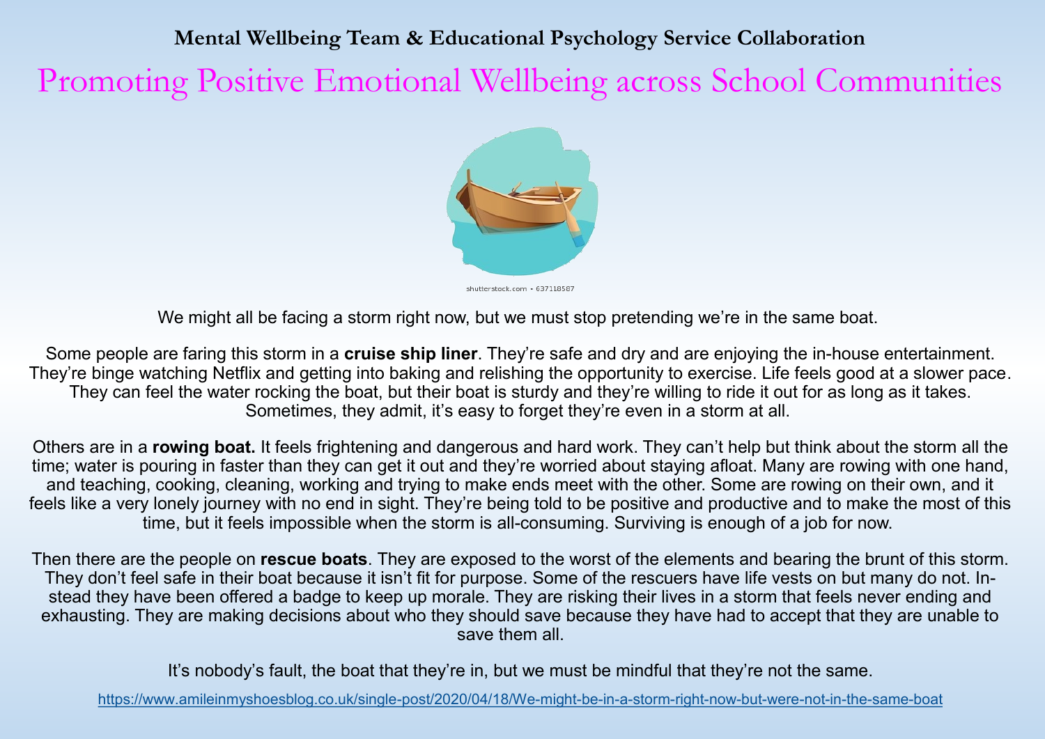**Mental Wellbeing Team & Educational Psychology Service Collaboration**

# Promoting Positive Emotional Wellbeing across School Communities

shutterstock.com • 637118587

We might all be facing a storm right now, but we must stop pretending we're in the same boat.

Some people are faring this storm in a **cruise ship liner**. They're safe and dry and are enjoying the in-house entertainment. They're binge watching Netflix and getting into baking and relishing the opportunity to exercise. Life feels good at a slower pace. They can feel the water rocking the boat, but their boat is sturdy and they're willing to ride it out for as long as it takes. Sometimes, they admit, it's easy to forget they're even in a storm at all.

Others are in a **rowing boat.** It feels frightening and dangerous and hard work. They can't help but think about the storm all the time; water is pouring in faster than they can get it out and they're worried about staying afloat. Many are rowing with one hand, and teaching, cooking, cleaning, working and trying to make ends meet with the other. Some are rowing on their own, and it feels like a very lonely journey with no end in sight. They're being told to be positive and productive and to make the most of this time, but it feels impossible when the storm is all-consuming. Surviving is enough of a job for now.

Then there are the people on **rescue boats**. They are exposed to the worst of the elements and bearing the brunt of this storm. They don't feel safe in their boat because it isn't fit for purpose. Some of the rescuers have life vests on but many do not. Instead they have been offered a badge to keep up morale. They are risking their lives in a storm that feels never ending and exhausting. They are making decisions about who they should save because they have had to accept that they are unable to save them all.

It's nobody's fault, the boat that they're in, but we must be mindful that they're not the same.

https://www.amileinmyshoesblog.co.uk/single-post/2020/04/18/We-might-be-in-a-storm-right-now-but-were-not-in-the-same-boat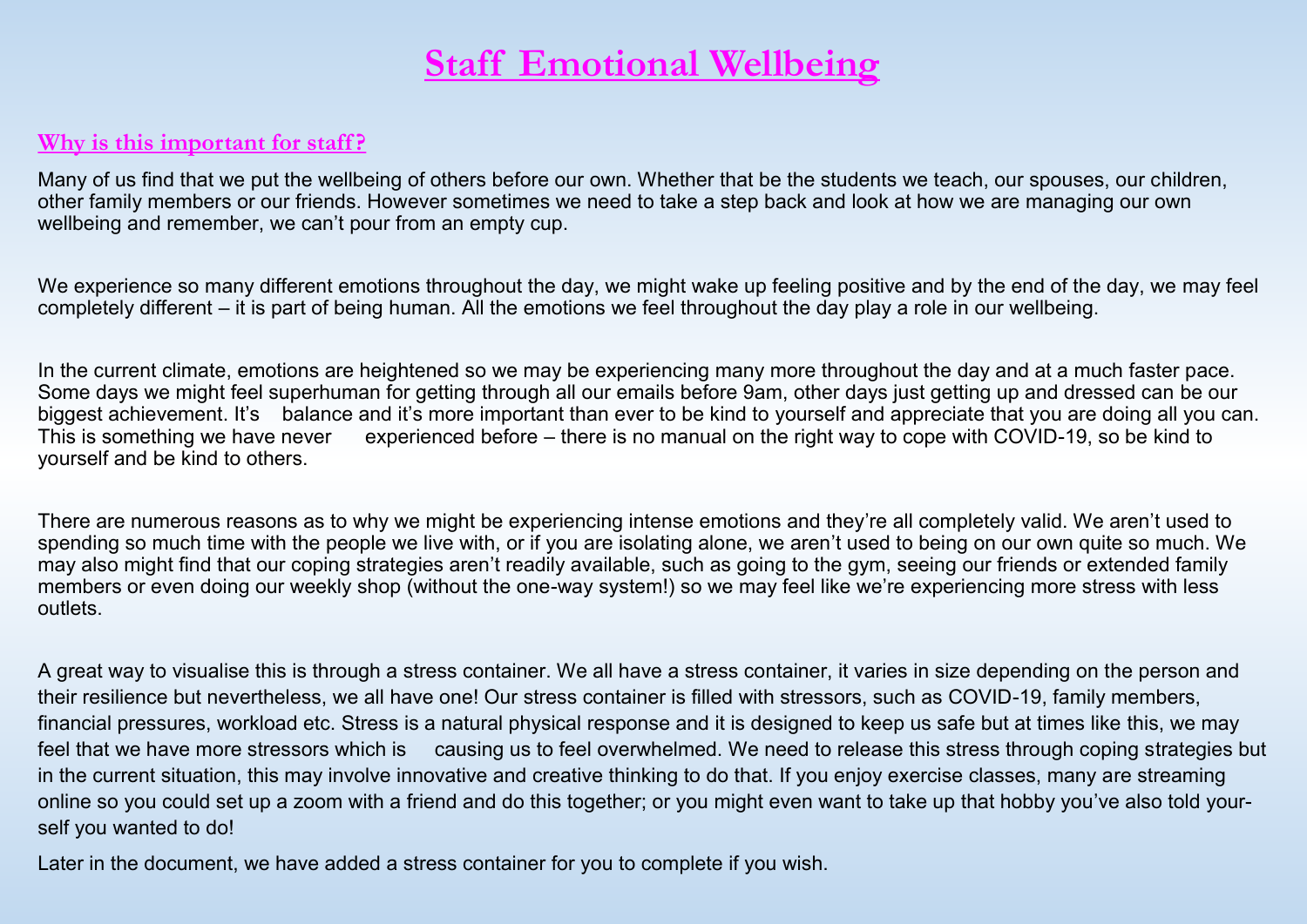# Staff Emotional Wellbeing

## Why is this important for staff?

Many of us find that we put the wellbeing of others before our own. Whether that be the students we teach, our spouses, our children, other family members or our friends. However sometimes we need to take a step back and look at how we are managing our own wellbeing and remember, we can't pour from an empty cup.

We experience so many different emotions throughout the day, we might wake up feeling positive and by the end of the day, we may feel completely different – it is part of being human. All the emotions we feel throughout the day play a role in our wellbeing.

In the current climate, emotions are heightened so we may be experiencing many more throughout the day and at a much faster pace. Some days we might feel superhuman for getting through all our emails before 9am, other days just getting up and dressed can be our biggest achievement. It's balance and it's more important than ever to be kind to yourself and appreciate that you are doing all you can. This is something we have never experienced before – there is no manual on the right way to cope with COVID-19, so be kind to yourself and be kind to others.

There are numerous reasons as to why we might be experiencing intense emotions and they're all completely valid. We aren't used to spending so much time with the people we live with, or if you are isolating alone, we aren't used to being on our own quite so much. We may also might find that our coping strategies aren't readily available, such as going to the gym, seeing our friends or extended family members or even doing our weekly shop (without the one-way system!) so we may feel like we're experiencing more stress with less outlets.

A great way to visualise this is through a stress container. We all have a stress container, it varies in size depending on the person and their resilience but nevertheless, we all have one! Our stress container is filled with stressors, such as COVID-19, family members, financial pressures, workload etc. Stress is a natural physical response and it is designed to keep us safe but at times like this, we may feel that we have more stressors which is causing us to feel overwhelmed. We need to release this stress through coping strategies but in the current situation, this may involve innovative and creative thinking to do that. If you enjoy exercise classes, many are streaming online so you could set up a zoom with a friend and do this together; or you might even want to take up that hobby you've also told yourself you wanted to do!

Later in the document, we have added a stress container for you to complete if you wish.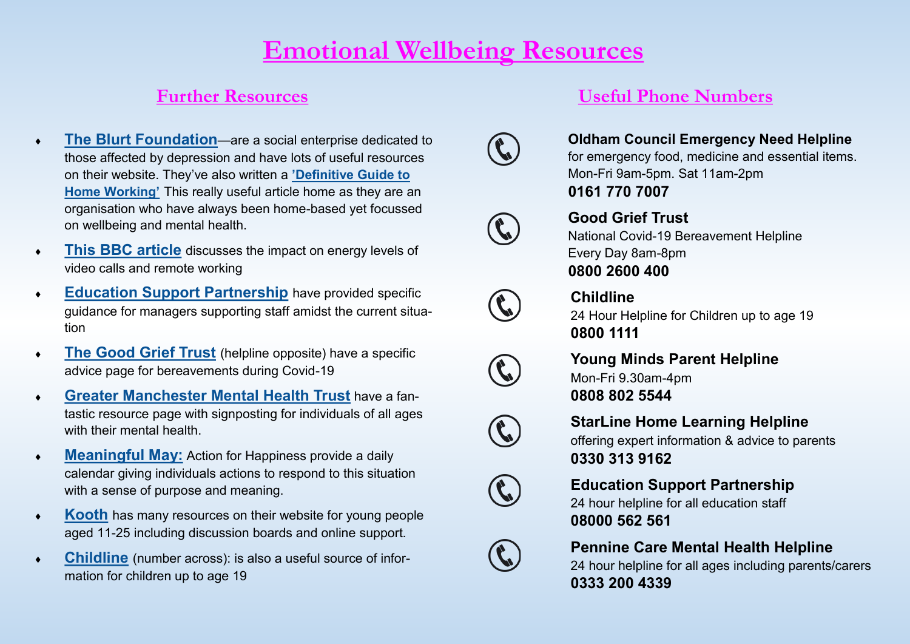# Emotional Wellbeing Resources

## Further Resources

- **The Blurt Foundation**—are a social enterprise dedicated to those affected by depression and have lots of useful resources on their website. They've also written a **'Definitive Guide to Home Working'** This really useful article home as they are an organisation who have always been home-based yet focussed on wellbeing and mental health.
- **This BBC article** discusses the impact on energy levels of video calls and remote working
- **Education Support Partnership** have provided specific guidance for managers supporting staff amidst the current situation
- **The Good Grief Trust** (helpline opposite) have a specific advice page for bereavements during Covid-19
- **Greater Manchester Mental Health Trust** have a fantastic resource page with signposting for individuals of all ages with their mental health.
- **Meaningful May:** Action for Happiness provide a daily calendar giving individuals actions to respond to this situation with a sense of purpose and meaning.
- **Kooth** has many resources on their website for young people aged 11-25 including discussion boards and online support.
- **Childline** (number across): is also a useful source of information for children up to age 19

## Useful Phone Numbers

**Oldham Council Emergency Need Helpline**
for emergency food, medicine and essential items.
Mon-Fri 9am-5pm. Sat 11am-2pm
**0161 770 7007**

**Good Grief Trust**
National Covid-19 Bereavement Helpline
Every Day 8am-8pm
**0800 2600 400**

**Childline**
24 Hour Helpline for Children up to age 19
**0800 1111**

**Young Minds Parent Helpline**
Mon-Fri 9.30am-4pm
**0808 802 5544**

**StarLine Home Learning Helpline**
offering expert information & advice to parents
**0330 313 9162**

**Education Support Partnership**
24 hour helpline for all education staff
**08000 562 561**

**Pennine Care Mental Health Helpline**
24 hour helpline for all ages including parents/carers
**0333 200 4339**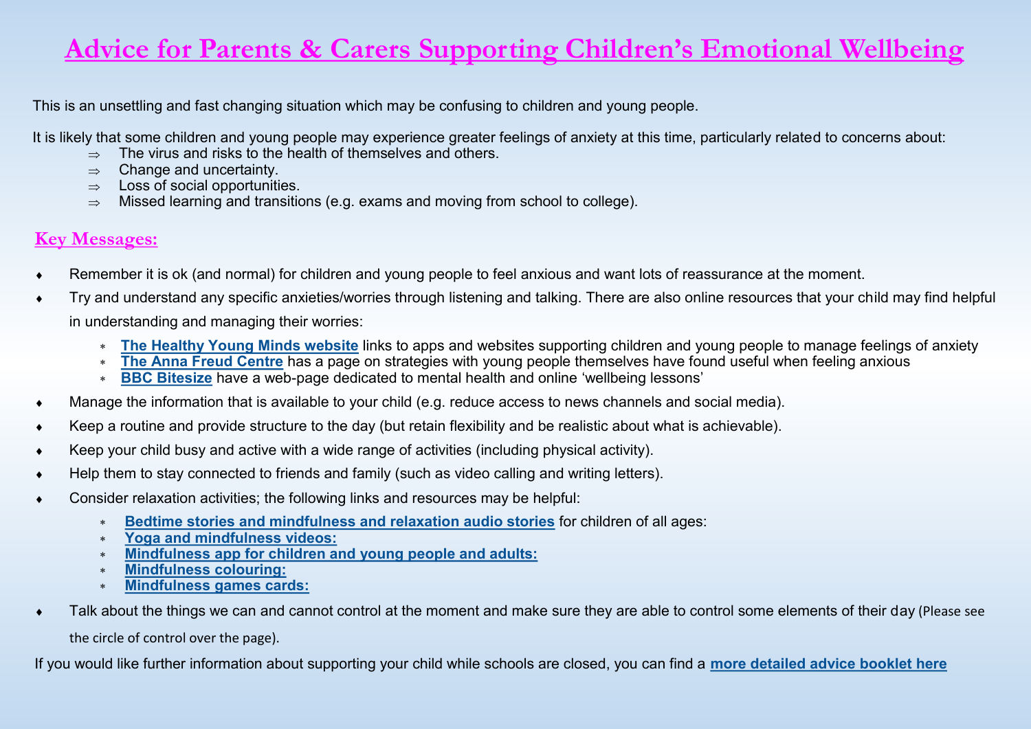# Advice for Parents & Carers Supporting Children's Emotional Wellbeing

This is an unsettling and fast changing situation which may be confusing to children and young people.

It is likely that some children and young people may experience greater feelings of anxiety at this time, particularly related to concerns about:

- ⇒ The virus and risks to the health of themselves and others.
- ⇒ Change and uncertainty.
- ⇒ Loss of social opportunities.
- ⇒ Missed learning and transitions (e.g. exams and moving from school to college).

## Key Messages:

- Remember it is ok (and normal) for children and young people to feel anxious and want lots of reassurance at the moment.
- Try and understand any specific anxieties/worries through listening and talking. There are also online resources that your child may find helpful in understanding and managing their worries:
  - **The Healthy Young Minds website** links to apps and websites supporting children and young people to manage feelings of anxiety
  - **The Anna Freud Centre** has a page on strategies with young people themselves have found useful when feeling anxious
  - **BBC Bitesize** have a web-page dedicated to mental health and online 'wellbeing lessons'
- Manage the information that is available to your child (e.g. reduce access to news channels and social media).
- Keep a routine and provide structure to the day (but retain flexibility and be realistic about what is achievable).
- Keep your child busy and active with a wide range of activities (including physical activity).
- Help them to stay connected to friends and family (such as video calling and writing letters).
- Consider relaxation activities; the following links and resources may be helpful:
  - **Bedtime stories and mindfulness and relaxation audio stories** for children of all ages:
  - **Yoga and mindfulness videos:**
  - **Mindfulness app for children and young people and adults:**
  - **Mindfulness colouring:**
  - **Mindfulness games cards:**
- Talk about the things we can and cannot control at the moment and make sure they are able to control some elements of their day (Please see the circle of control over the page).

If you would like further information about supporting your child while schools are closed, you can find a **more detailed advice booklet here**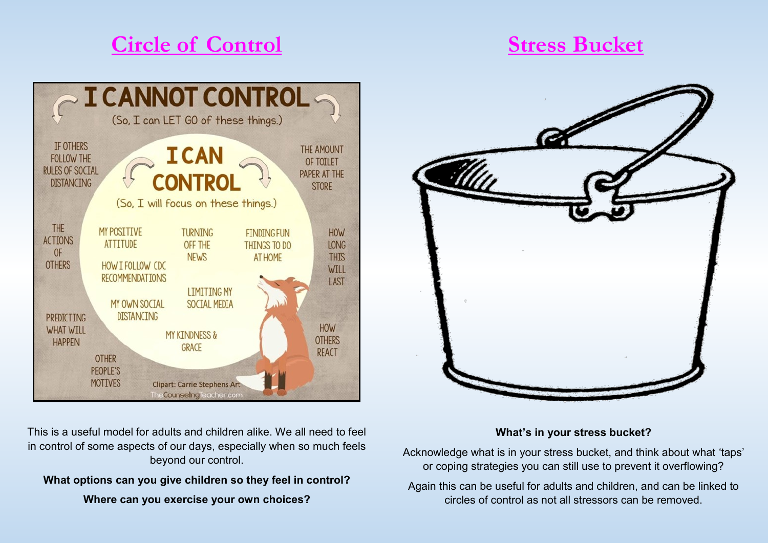## Circle of Control

**I CANNOT CONTROL**

(So, I can LET GO of these things.)

- IF OTHERS FOLLOW THE RULES OF SOCIAL DISTANCING
- THE AMOUNT OF TOILET PAPER AT THE STORE
- THE ACTIONS OF OTHERS
- HOW LONG THIS WILL LAST
- PREDICTING WHAT WILL HAPPEN
- HOW OTHERS REACT
- OTHER PEOPLE'S MOTIVES

**I CAN CONTROL**

(So, I will focus on these things.)

- MY POSITIVE ATTITUDE
- TURNING OFF THE NEWS
- FINDING FUN THINGS TO DO AT HOME
- HOW I FOLLOW CDC RECOMMENDATIONS
- LIMITING MY SOCIAL MEDIA
- MY OWN SOCIAL DISTANCING
- MY KINDNESS & GRACE

Clipart: Carrie Stephens Art

TheCounselingTeacher.com

This is a useful model for adults and children alike. We all need to feel in control of some aspects of our days, especially when so much feels beyond our control.

**What options can you give children so they feel in control?**

**Where can you exercise your own choices?**

## Stress Bucket

**What's in your stress bucket?**

Acknowledge what is in your stress bucket, and think about what 'taps' or coping strategies you can still use to prevent it overflowing?

Again this can be useful for adults and children, and can be linked to circles of control as not all stressors can be removed.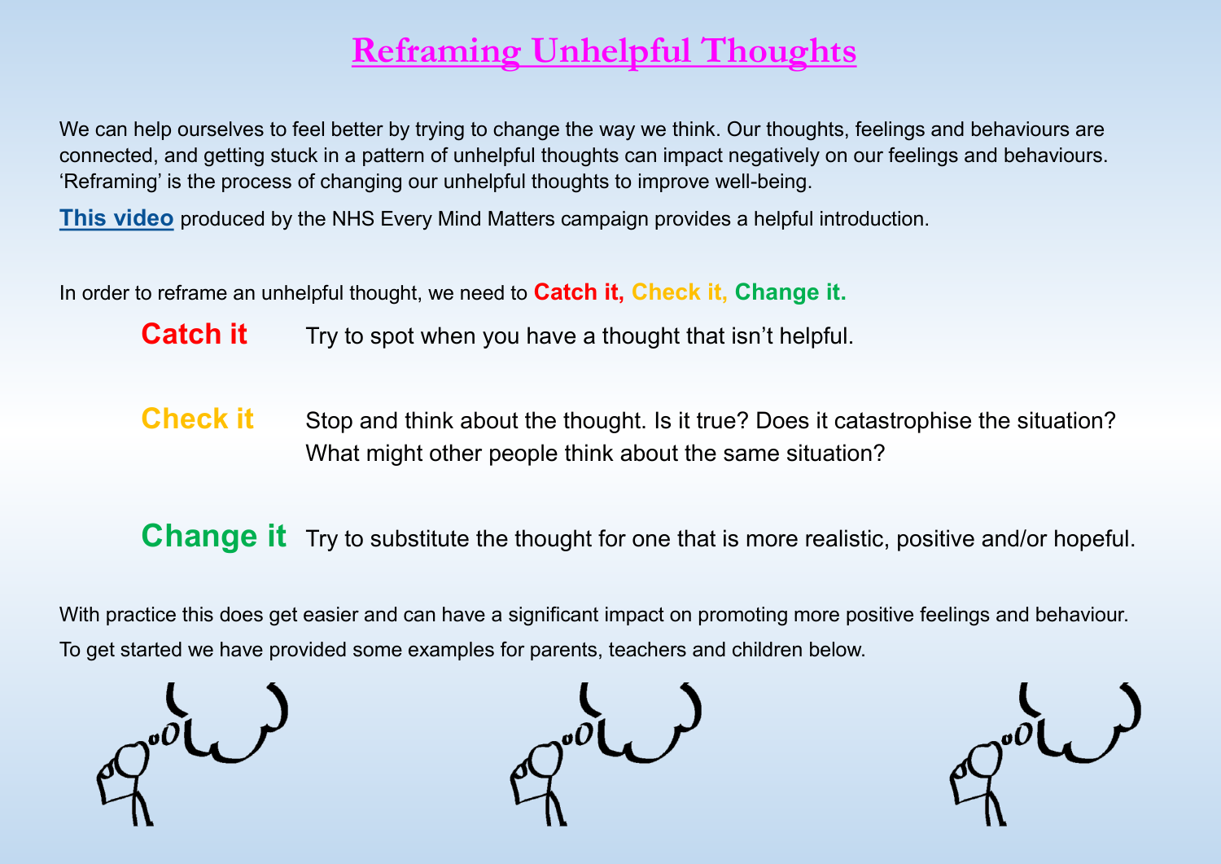# Reframing Unhelpful Thoughts

We can help ourselves to feel better by trying to change the way we think. Our thoughts, feelings and behaviours are connected, and getting stuck in a pattern of unhelpful thoughts can impact negatively on our feelings and behaviours. 'Reframing' is the process of changing our unhelpful thoughts to improve well-being.

**This video** produced by the NHS Every Mind Matters campaign provides a helpful introduction.

In order to reframe an unhelpful thought, we need to **Catch it, Check it, Change it.**

**Catch it** Try to spot when you have a thought that isn't helpful.

**Check it** Stop and think about the thought. Is it true? Does it catastrophise the situation? What might other people think about the same situation?

**Change it** Try to substitute the thought for one that is more realistic, positive and/or hopeful.

With practice this does get easier and can have a significant impact on promoting more positive feelings and behaviour.

To get started we have provided some examples for parents, teachers and children below.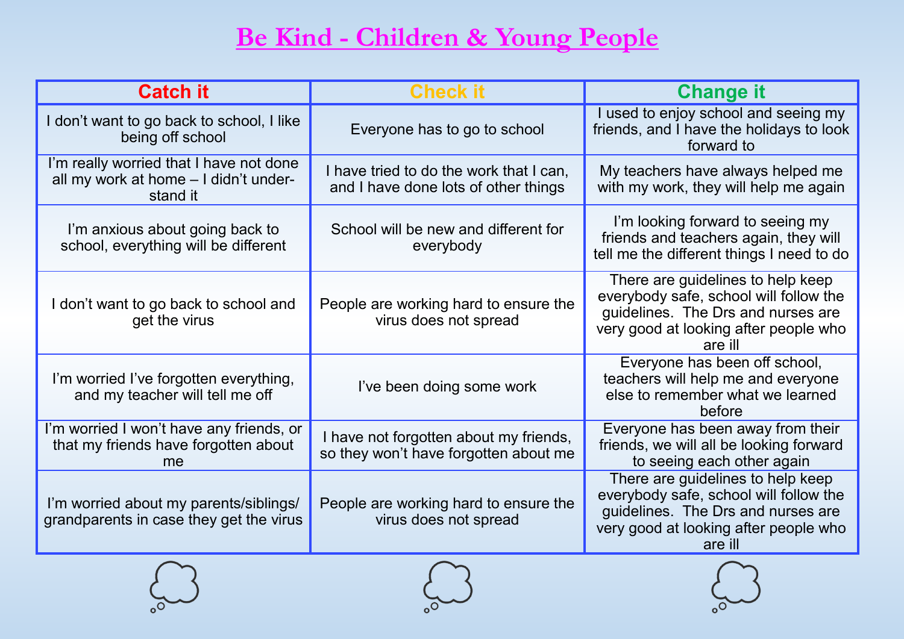# Be Kind - Children & Young People

| Catch it | Check it | Change it |
|---|---|---|
| I don't want to go back to school, I like being off school | Everyone has to go to school | I used to enjoy school and seeing my friends, and I have the holidays to look forward to |
| I'm really worried that I have not done all my work at home – I didn't understand it | I have tried to do the work that I can, and I have done lots of other things | My teachers have always helped me with my work, they will help me again |
| I'm anxious about going back to school, everything will be different | School will be new and different for everybody | I'm looking forward to seeing my friends and teachers again, they will tell me the different things I need to do |
| I don't want to go back to school and get the virus | People are working hard to ensure the virus does not spread | There are guidelines to help keep everybody safe, school will follow the guidelines. The Drs and nurses are very good at looking after people who are ill |
| I'm worried I've forgotten everything, and my teacher will tell me off | I've been doing some work | Everyone has been off school, teachers will help me and everyone else to remember what we learned before |
| I'm worried I won't have any friends, or that my friends have forgotten about me | I have not forgotten about my friends, so they won't have forgotten about me | Everyone has been away from their friends, we will all be looking forward to seeing each other again |
| I'm worried about my parents/siblings/grandparents in case they get the virus | People are working hard to ensure the virus does not spread | There are guidelines to help keep everybody safe, school will follow the guidelines. The Drs and nurses are very good at looking after people who are ill |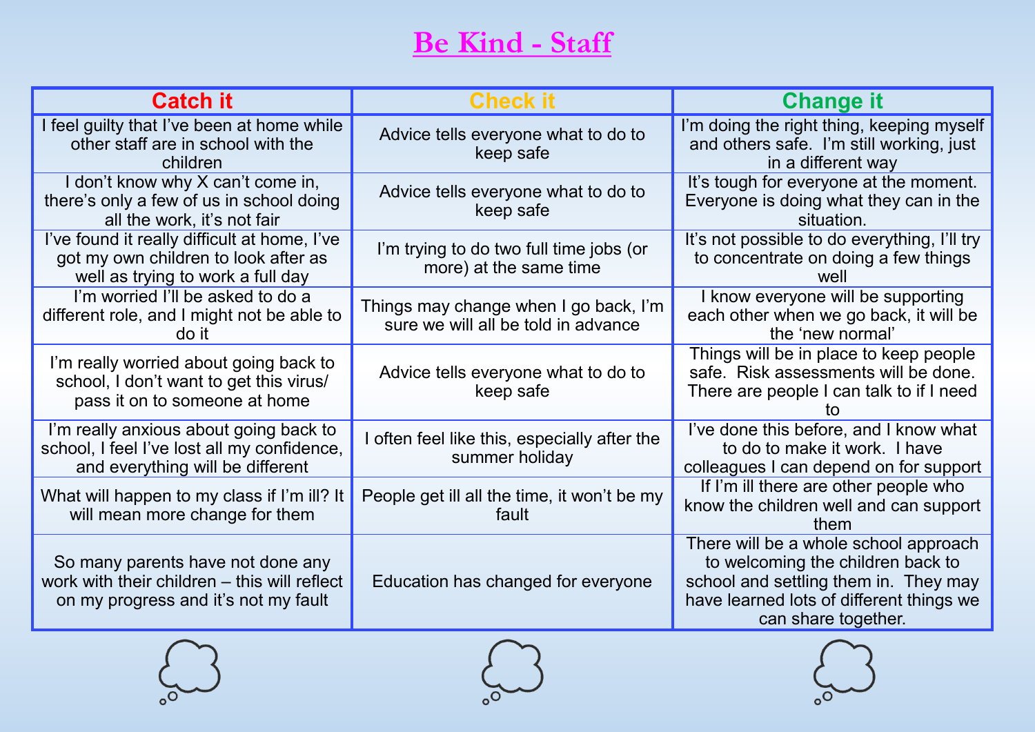# Be Kind - Staff

| Catch it | Check it | Change it |
|---|---|---|
| I feel guilty that I've been at home while other staff are in school with the children | Advice tells everyone what to do to keep safe | I'm doing the right thing, keeping myself and others safe. I'm still working, just in a different way |
| I don't know why X can't come in, there's only a few of us in school doing all the work, it's not fair | Advice tells everyone what to do to keep safe | It's tough for everyone at the moment. Everyone is doing what they can in the situation. |
| I've found it really difficult at home, I've got my own children to look after as well as trying to work a full day | I'm trying to do two full time jobs (or more) at the same time | It's not possible to do everything, I'll try to concentrate on doing a few things well |
| I'm worried I'll be asked to do a different role, and I might not be able to do it | Things may change when I go back, I'm sure we will all be told in advance | I know everyone will be supporting each other when we go back, it will be the 'new normal' |
| I'm really worried about going back to school, I don't want to get this virus/ pass it on to someone at home | Advice tells everyone what to do to keep safe | Things will be in place to keep people safe. Risk assessments will be done. There are people I can talk to if I need to |
| I'm really anxious about going back to school, I feel I've lost all my confidence, and everything will be different | I often feel like this, especially after the summer holiday | I've done this before, and I know what to do to make it work. I have colleagues I can depend on for support |
| What will happen to my class if I'm ill? It will mean more change for them | People get ill all the time, it won't be my fault | If I'm ill there are other people who know the children well and can support them |
| So many parents have not done any work with their children – this will reflect on my progress and it's not my fault | Education has changed for everyone | There will be a whole school approach to welcoming the children back to school and settling them in. They may have learned lots of different things we can share together. |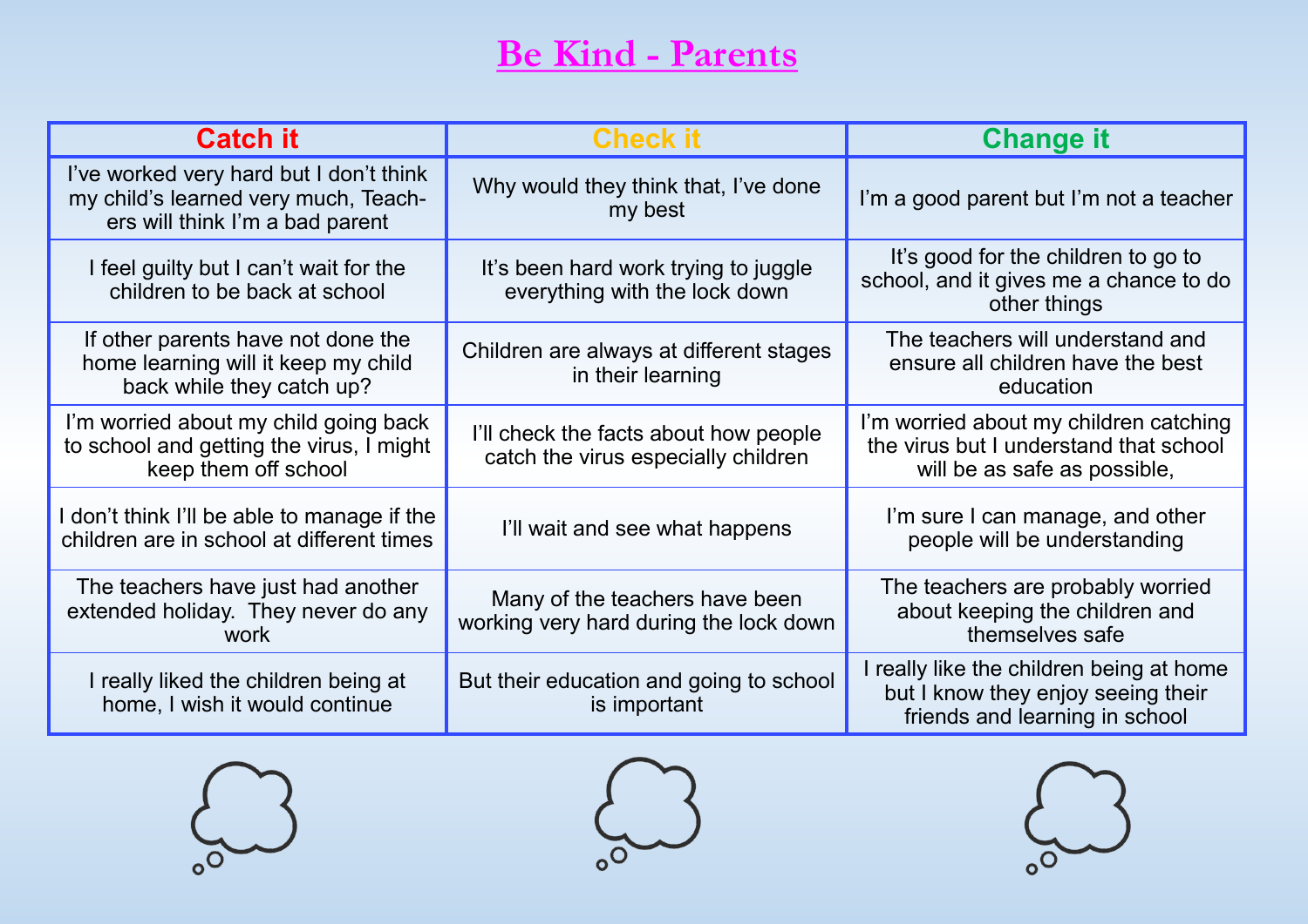# Be Kind - Parents

| Catch it | Check it | Change it |
|---|---|---|
| I've worked very hard but I don't think my child's learned very much, Teachers will think I'm a bad parent | Why would they think that, I've done my best | I'm a good parent but I'm not a teacher |
| I feel guilty but I can't wait for the children to be back at school | It's been hard work trying to juggle everything with the lock down | It's good for the children to go to school, and it gives me a chance to do other things |
| If other parents have not done the home learning will it keep my child back while they catch up? | Children are always at different stages in their learning | The teachers will understand and ensure all children have the best education |
| I'm worried about my child going back to school and getting the virus, I might keep them off school | I'll check the facts about how people catch the virus especially children | I'm worried about my children catching the virus but I understand that school will be as safe as possible, |
| I don't think I'll be able to manage if the children are in school at different times | I'll wait and see what happens | I'm sure I can manage, and other people will be understanding |
| The teachers have just had another extended holiday. They never do any work | Many of the teachers have been working very hard during the lock down | The teachers are probably worried about keeping the children and themselves safe |
| I really liked the children being at home, I wish it would continue | But their education and going to school is important | I really like the children being at home but I know they enjoy seeing their friends and learning in school |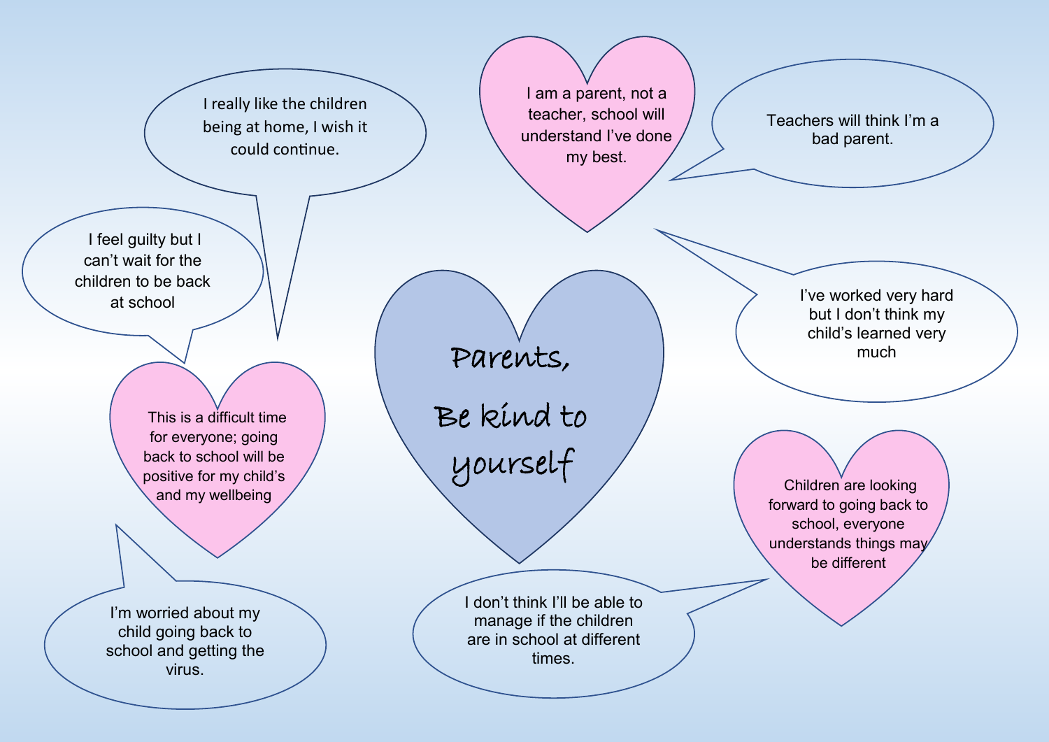# Parents, Be kind to yourself

I really like the children being at home, I wish it could continue.

I am a parent, not a teacher, school will understand I've done my best.

Teachers will think I'm a bad parent.

I feel guilty but I can't wait for the children to be back at school

I've worked very hard but I don't think my child's learned very much

This is a difficult time for everyone; going back to school will be positive for my child's and my wellbeing

Children are looking forward to going back to school, everyone understands things may be different

I'm worried about my child going back to school and getting the virus.

I don't think I'll be able to manage if the children are in school at different times.